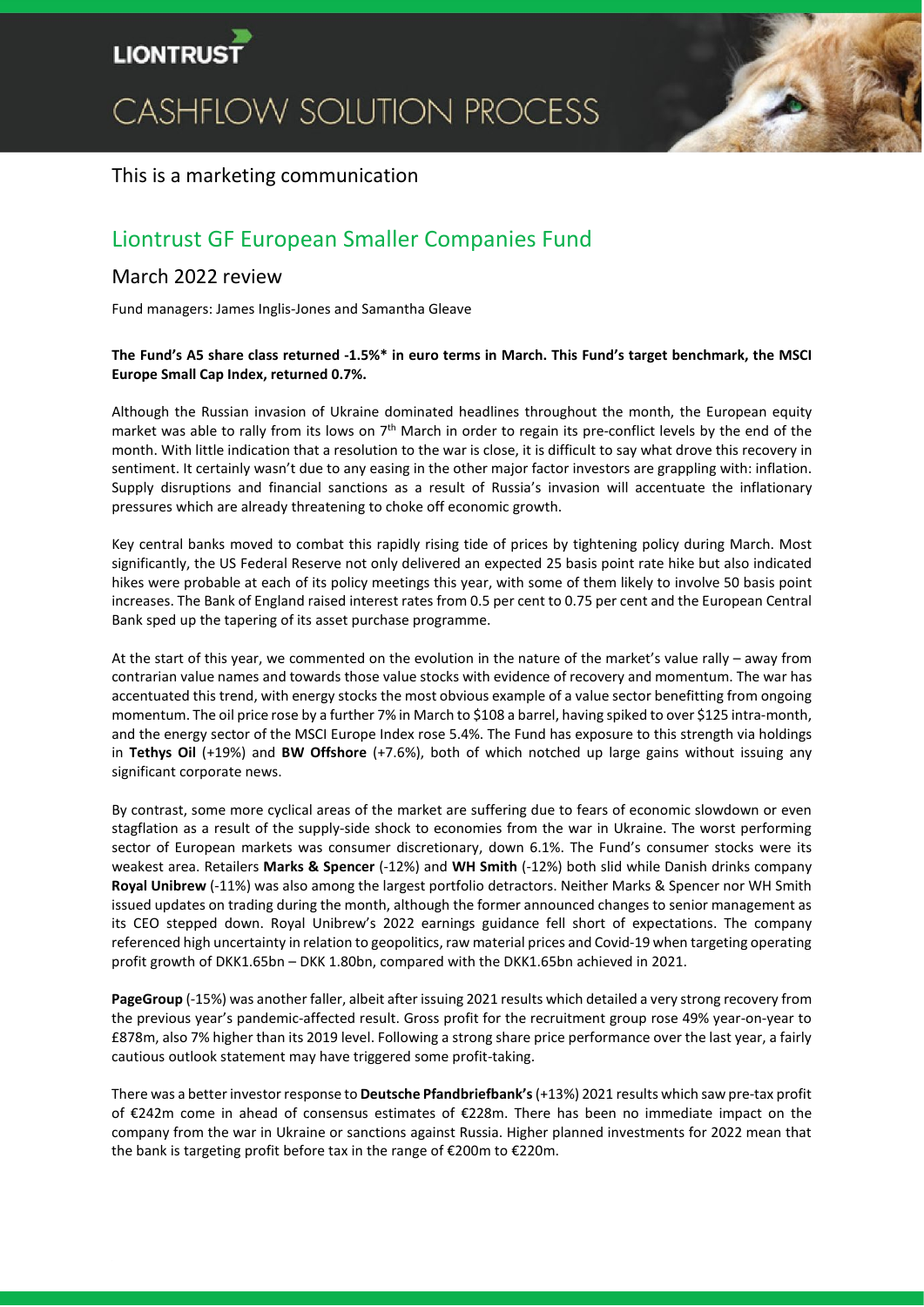# CASHFLOW SOLUTION PROCESS

This is a marketing communication

## Liontrust GF European Smaller Companies Fund

### March 2022 review

Fund managers: James Inglis-Jones and Samantha Gleave

**The Fund's A5 share class returned -1.5%* in euro terms in March. This Fund's target benchmark, the MSCI Europe Small Cap Index, returned 0.7%.**

Although the Russian invasion of Ukraine dominated headlines throughout the month, the European equity market was able to rally from its lows on 7th March in order to regain its pre-conflict levels by the end of the month. With little indication that a resolution to the war is close, it is difficult to say what drove this recovery in sentiment. It certainly wasn't due to any easing in the other major factor investors are grappling with: inflation. Supply disruptions and financial sanctions as a result of Russia's invasion will accentuate the inflationary pressures which are already threatening to choke off economic growth.

Key central banks moved to combat this rapidly rising tide of prices by tightening policy during March. Most significantly, the US Federal Reserve not only delivered an expected 25 basis point rate hike but also indicated hikes were probable at each of its policy meetings this year, with some of them likely to involve 50 basis point increases. The Bank of England raised interest rates from 0.5 per cent to 0.75 per cent and the European Central Bank sped up the tapering of its asset purchase programme.

At the start of this year, we commented on the evolution in the nature of the market's value rally – away from contrarian value names and towards those value stocks with evidence of recovery and momentum. The war has accentuated this trend, with energy stocks the most obvious example of a value sector benefitting from ongoing momentum. The oil price rose by a further 7% in March to $108 a barrel, having spiked to over $125 intra-month, and the energy sector of the MSCI Europe Index rose 5.4%. The Fund has exposure to this strength via holdings in **Tethys Oil** (+19%) and **BW Offshore** (+7.6%), both of which notched up large gains without issuing any significant corporate news.

By contrast, some more cyclical areas of the market are suffering due to fears of economic slowdown or even stagflation as a result of the supply-side shock to economies from the war in Ukraine. The worst performing sector of European markets was consumer discretionary, down 6.1%. The Fund's consumer stocks were its weakest area. Retailers **Marks & Spencer** (-12%) and **WH Smith** (-12%) both slid while Danish drinks company **Royal Unibrew** (-11%) was also among the largest portfolio detractors. Neither Marks & Spencer nor WH Smith issued updates on trading during the month, although the former announced changes to senior management as its CEO stepped down. Royal Unibrew's 2022 earnings guidance fell short of expectations. The company referenced high uncertainty in relation to geopolitics, raw material prices and Covid-19 when targeting operating profit growth of DKK1.65bn – DKK 1.80bn, compared with the DKK1.65bn achieved in 2021.

**PageGroup** (-15%) was another faller, albeit after issuing 2021 results which detailed a very strong recovery from the previous year's pandemic-affected result. Gross profit for the recruitment group rose 49% year-on-year to £878m, also 7% higher than its 2019 level. Following a strong share price performance over the last year, a fairly cautious outlook statement may have triggered some profit-taking.

There was a better investor response to **Deutsche Pfandbriefbank's** (+13%) 2021 results which saw pre-tax profit of €242m come in ahead of consensus estimates of €228m. There has been no immediate impact on the company from the war in Ukraine or sanctions against Russia. Higher planned investments for 2022 mean that the bank is targeting profit before tax in the range of €200m to €220m.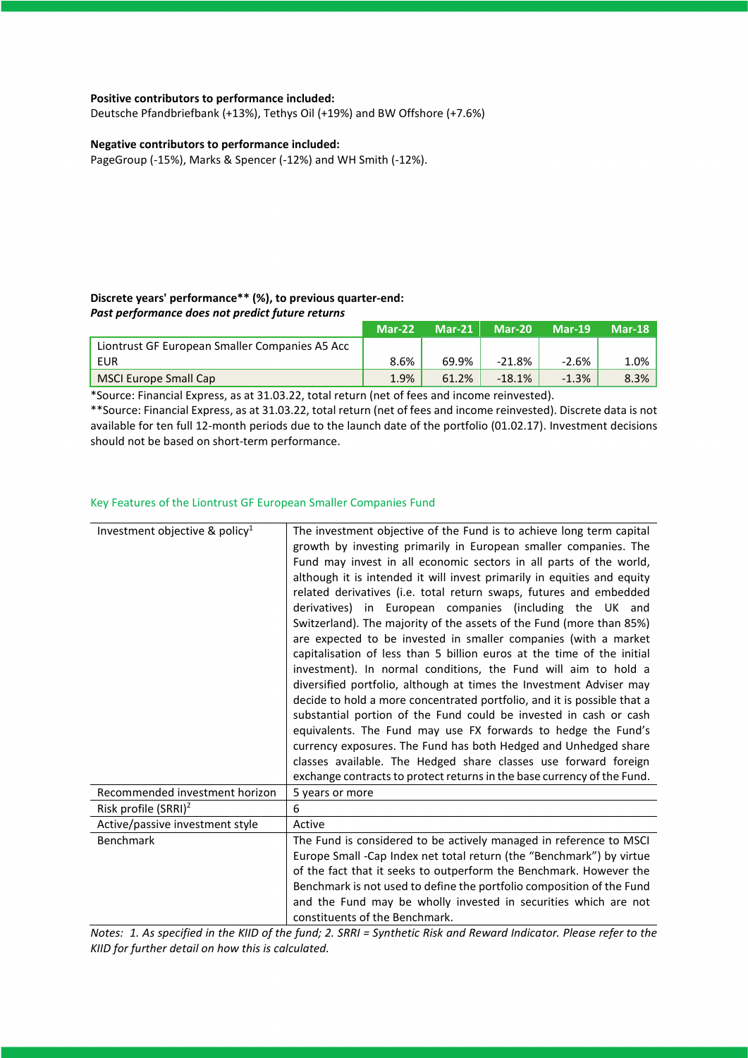**Positive contributors to performance included:**
Deutsche Pfandbriefbank (+13%), Tethys Oil (+19%) and BW Offshore (+7.6%)

**Negative contributors to performance included:**
PageGroup (-15%), Marks & Spencer (-12%) and WH Smith (-12%).

**Discrete years' performance** (%), to previous quarter-end:**
***Past performance does not predict future returns***

| | Mar-22 | Mar-21 | Mar-20 | Mar-19 | Mar-18 |
|---|---|---|---|---|---|
| Liontrust GF European Smaller Companies A5 Acc EUR | 8.6% | 69.9% | -21.8% | -2.6% | 1.0% |
| MSCI Europe Small Cap | 1.9% | 61.2% | -18.1% | -1.3% | 8.3% |

*Source: Financial Express, as at 31.03.22, total return (net of fees and income reinvested).
**Source: Financial Express, as at 31.03.22, total return (net of fees and income reinvested). Discrete data is not available for ten full 12-month periods due to the launch date of the portfolio (01.02.17). Investment decisions should not be based on short-term performance.

## Key Features of the Liontrust GF European Smaller Companies Fund

| | |
|---|---|
| Investment objective & policy[1] | The investment objective of the Fund is to achieve long term capital growth by investing primarily in European smaller companies. The Fund may invest in all economic sectors in all parts of the world, although it is intended it will invest primarily in equities and equity related derivatives (i.e. total return swaps, futures and embedded derivatives) in European companies (including the UK and Switzerland). The majority of the assets of the Fund (more than 85%) are expected to be invested in smaller companies (with a market capitalisation of less than 5 billion euros at the time of the initial investment). In normal conditions, the Fund will aim to hold a diversified portfolio, although at times the Investment Adviser may decide to hold a more concentrated portfolio, and it is possible that a substantial portion of the Fund could be invested in cash or cash equivalents. The Fund may use FX forwards to hedge the Fund's currency exposures. The Fund has both Hedged and Unhedged share classes available. The Hedged share classes use forward foreign exchange contracts to protect returns in the base currency of the Fund. |
| Recommended investment horizon | 5 years or more |
| Risk profile (SRRI)[2] | 6 |
| Active/passive investment style | Active |
| Benchmark | The Fund is considered to be actively managed in reference to MSCI Europe Small -Cap Index net total return (the "Benchmark") by virtue of the fact that it seeks to outperform the Benchmark. However the Benchmark is not used to define the portfolio composition of the Fund and the Fund may be wholly invested in securities which are not constituents of the Benchmark. |

*Notes: 1. As specified in the KIID of the fund; 2. SRRI = Synthetic Risk and Reward Indicator. Please refer to the KIID for further detail on how this is calculated.*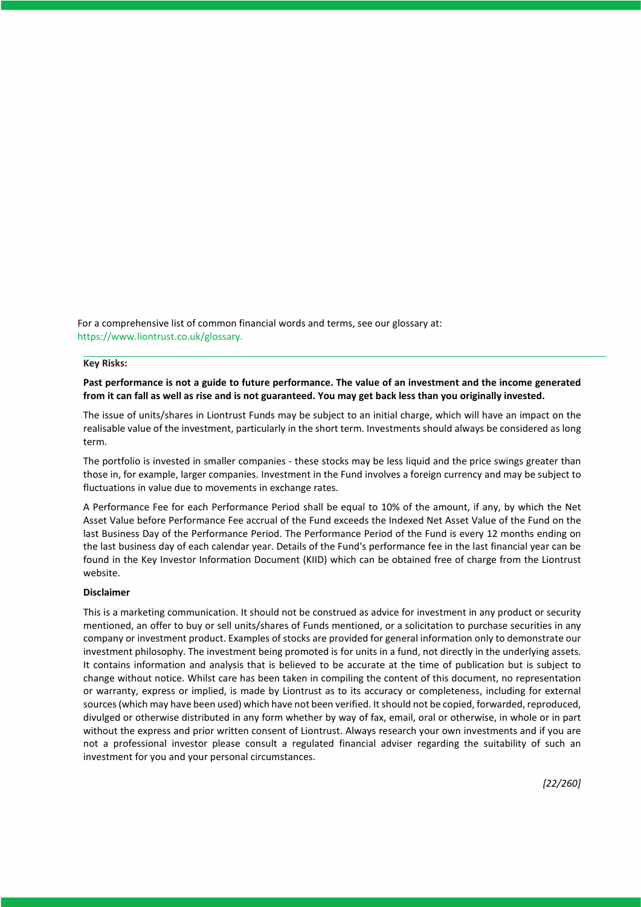For a comprehensive list of common financial words and terms, see our glossary at:
https://www.liontrust.co.uk/glossary.

**Key Risks:**

**Past performance is not a guide to future performance. The value of an investment and the income generated from it can fall as well as rise and is not guaranteed. You may get back less than you originally invested.**

The issue of units/shares in Liontrust Funds may be subject to an initial charge, which will have an impact on the realisable value of the investment, particularly in the short term. Investments should always be considered as long term.

The portfolio is invested in smaller companies - these stocks may be less liquid and the price swings greater than those in, for example, larger companies. Investment in the Fund involves a foreign currency and may be subject to fluctuations in value due to movements in exchange rates.

A Performance Fee for each Performance Period shall be equal to 10% of the amount, if any, by which the Net Asset Value before Performance Fee accrual of the Fund exceeds the Indexed Net Asset Value of the Fund on the last Business Day of the Performance Period. The Performance Period of the Fund is every 12 months ending on the last business day of each calendar year. Details of the Fund's performance fee in the last financial year can be found in the Key Investor Information Document (KIID) which can be obtained free of charge from the Liontrust website.

**Disclaimer**

This is a marketing communication. It should not be construed as advice for investment in any product or security mentioned, an offer to buy or sell units/shares of Funds mentioned, or a solicitation to purchase securities in any company or investment product. Examples of stocks are provided for general information only to demonstrate our investment philosophy. The investment being promoted is for units in a fund, not directly in the underlying assets. It contains information and analysis that is believed to be accurate at the time of publication but is subject to change without notice. Whilst care has been taken in compiling the content of this document, no representation or warranty, express or implied, is made by Liontrust as to its accuracy or completeness, including for external sources (which may have been used) which have not been verified. It should not be copied, forwarded, reproduced, divulged or otherwise distributed in any form whether by way of fax, email, oral or otherwise, in whole or in part without the express and prior written consent of Liontrust. Always research your own investments and if you are not a professional investor please consult a regulated financial adviser regarding the suitability of such an investment for you and your personal circumstances.

*[22/260]*